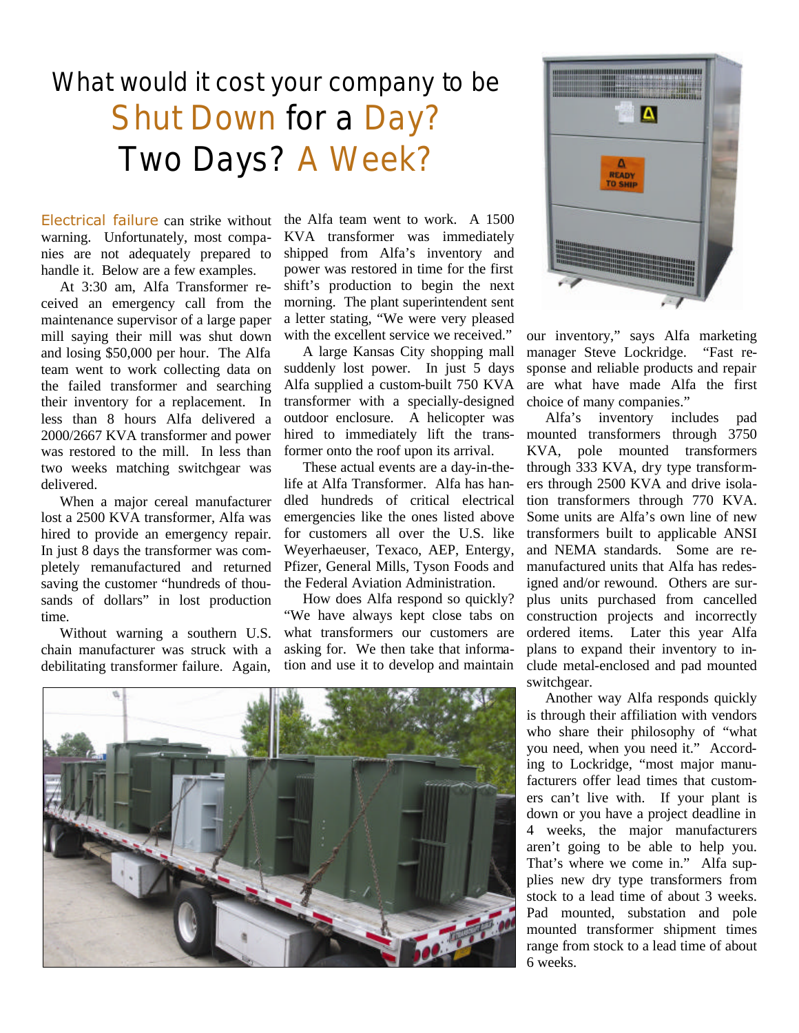# What would it cost your company to be Shut Down for a Day? Two Days? A Week?

Electrical failure can strike without warning. Unfortunately, most companies are not adequately prepared to handle it. Below are a few examples.

At 3:30 am, Alfa Transformer received an emergency call from the maintenance supervisor of a large paper mill saying their mill was shut down and losing $50,000 per hour. The Alfa team went to work collecting data on the failed transformer and searching their inventory for a replacement. In less than 8 hours Alfa delivered a 2000/2667 KVA transformer and power was restored to the mill. In less than two weeks matching switchgear was delivered.

When a major cereal manufacturer lost a 2500 KVA transformer, Alfa was hired to provide an emergency repair. In just 8 days the transformer was completely remanufactured and returned saving the customer "hundreds of thousands of dollars" in lost production time.

Without warning a southern U.S. chain manufacturer was struck with a debilitating transformer failure. Again, the Alfa team went to work. A 1500 KVA transformer was immediately shipped from Alfa's inventory and power was restored in time for the first shift's production to begin the next morning. The plant superintendent sent a letter stating, "We were very pleased with the excellent service we received."

A large Kansas City shopping mall suddenly lost power. In just 5 days Alfa supplied a custom-built 750 KVA transformer with a specially-designed outdoor enclosure. A helicopter was hired to immediately lift the transformer onto the roof upon its arrival.

These actual events are a day-in-the-life at Alfa Transformer. Alfa has handled hundreds of critical electrical emergencies like the ones listed above for customers all over the U.S. like Weyerhaeuser, Texaco, AEP, Entergy, Pfizer, General Mills, Tyson Foods and the Federal Aviation Administration.

How does Alfa respond so quickly? "We have always kept close tabs on what transformers our customers are asking for. We then take that information and use it to develop and maintain our inventory," says Alfa marketing manager Steve Lockridge. "Fast response and reliable products and repair are what have made Alfa the first choice of many companies."

Alfa's inventory includes pad mounted transformers through 3750 KVA, pole mounted transformers through 333 KVA, dry type transformers through 2500 KVA and drive isolation transformers through 770 KVA. Some units are Alfa's own line of new transformers built to applicable ANSI and NEMA standards. Some are remanufactured units that Alfa has redesigned and/or rewound. Others are surplus units purchased from cancelled construction projects and incorrectly ordered items. Later this year Alfa plans to expand their inventory to include metal-enclosed and pad mounted switchgear.

Another way Alfa responds quickly is through their affiliation with vendors who share their philosophy of "what you need, when you need it." According to Lockridge, "most major manufacturers offer lead times that customers can't live with. If your plant is down or you have a project deadline in 4 weeks, the major manufacturers aren't going to be able to help you. That's where we come in." Alfa supplies new dry type transformers from stock to a lead time of about 3 weeks. Pad mounted, substation and pole mounted transformer shipment times range from stock to a lead time of about 6 weeks.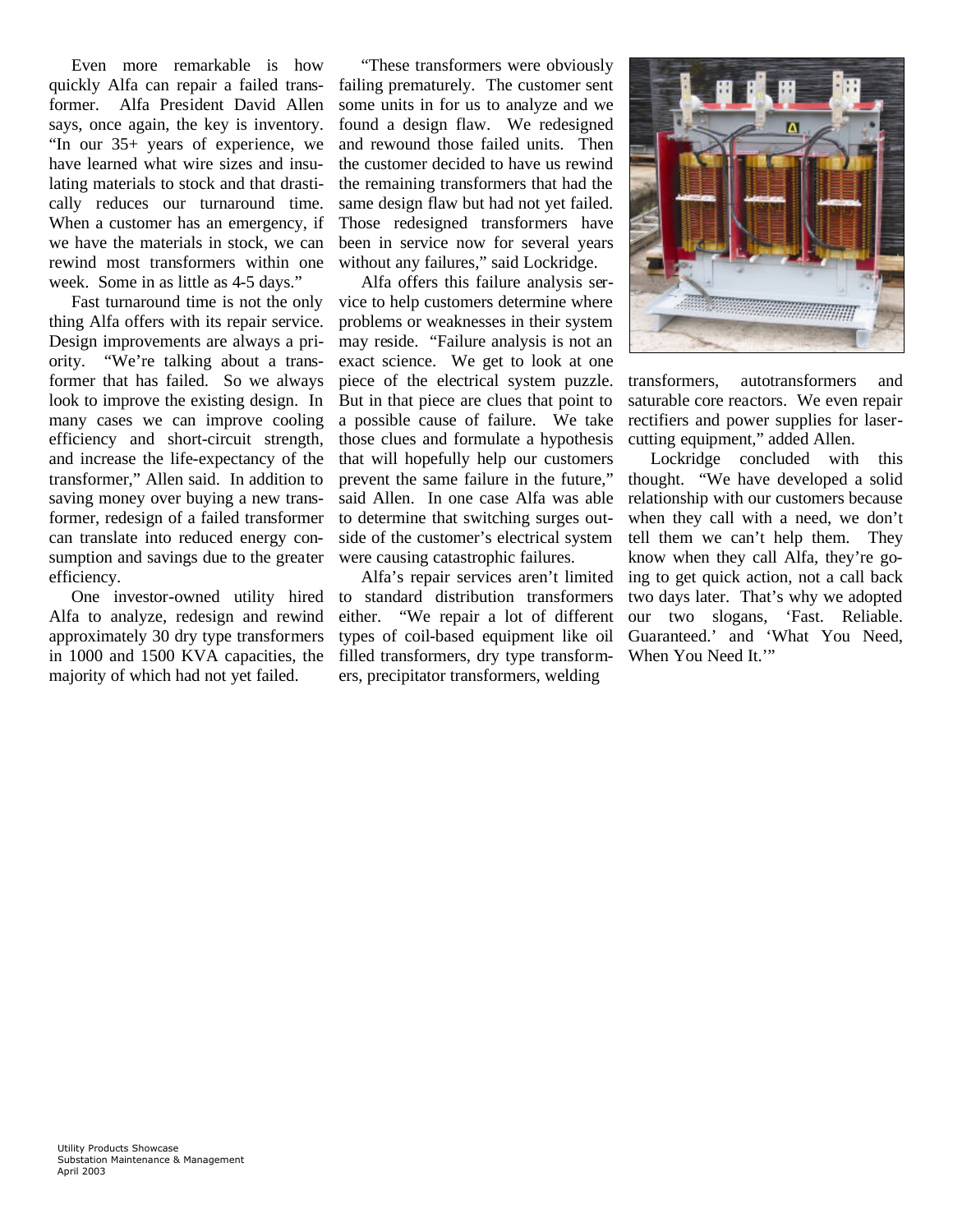Even more remarkable is how quickly Alfa can repair a failed transformer. Alfa President David Allen says, once again, the key is inventory. "In our 35+ years of experience, we have learned what wire sizes and insulating materials to stock and that drastically reduces our turnaround time. When a customer has an emergency, if we have the materials in stock, we can rewind most transformers within one week. Some in as little as 4-5 days."

Fast turnaround time is not the only thing Alfa offers with its repair service. Design improvements are always a priority. "We're talking about a transformer that has failed. So we always look to improve the existing design. In many cases we can improve cooling efficiency and short-circuit strength, and increase the life-expectancy of the transformer," Allen said. In addition to saving money over buying a new transformer, redesign of a failed transformer can translate into reduced energy consumption and savings due to the greater efficiency.

One investor-owned utility hired Alfa to analyze, redesign and rewind approximately 30 dry type transformers in 1000 and 1500 KVA capacities, the majority of which had not yet failed.

"These transformers were obviously failing prematurely. The customer sent some units in for us to analyze and we found a design flaw. We redesigned and rewound those failed units. Then the customer decided to have us rewind the remaining transformers that had the same design flaw but had not yet failed. Those redesigned transformers have been in service now for several years without any failures," said Lockridge.

Alfa offers this failure analysis service to help customers determine where problems or weaknesses in their system may reside. "Failure analysis is not an exact science. We get to look at one piece of the electrical system puzzle. But in that piece are clues that point to a possible cause of failure. We take those clues and formulate a hypothesis that will hopefully help our customers prevent the same failure in the future," said Allen. In one case Alfa was able to determine that switching surges outside of the customer's electrical system were causing catastrophic failures.

Alfa's repair services aren't limited to standard distribution transformers either. "We repair a lot of different types of coil-based equipment like oil filled transformers, dry type transformers, precipitator transformers, welding transformers, autotransformers and saturable core reactors. We even repair rectifiers and power supplies for laser-cutting equipment," added Allen.

Lockridge concluded with this thought. "We have developed a solid relationship with our customers because when they call with a need, we don't tell them we can't help them. They know when they call Alfa, they're going to get quick action, not a call back two days later. That's why we adopted our two slogans, 'Fast. Reliable. Guaranteed.' and 'What You Need, When You Need It.'"